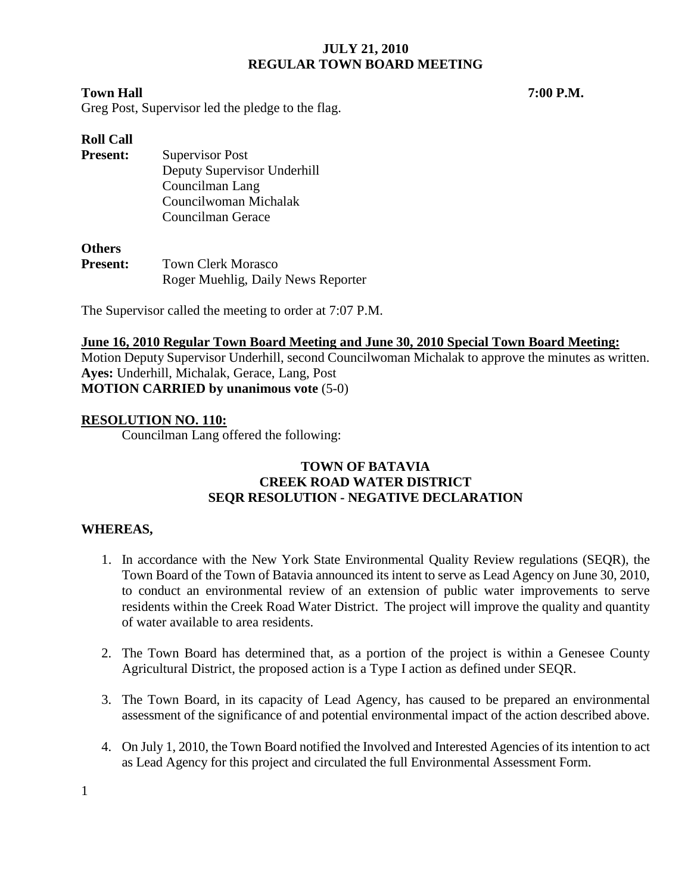# JULY 21, 2010
## REGULAR TOWN BOARD MEETING

**Town Hall** **7:00 P.M.**

Greg Post, Supervisor led the pledge to the flag.

**Roll Call**

**Present:** Supervisor Post
Deputy Supervisor Underhill
Councilman Lang
Councilwoman Michalak
Councilman Gerace

**Others**

**Present:** Town Clerk Morasco
Roger Muehlig, Daily News Reporter

The Supervisor called the meeting to order at 7:07 P.M.

**June 16, 2010 Regular Town Board Meeting and June 30, 2010 Special Town Board Meeting:**

Motion Deputy Supervisor Underhill, second Councilwoman Michalak to approve the minutes as written.
**Ayes:** Underhill, Michalak, Gerace, Lang, Post
**MOTION CARRIED by unanimous vote** (5-0)

**RESOLUTION NO. 110:**

Councilman Lang offered the following:

**TOWN OF BATAVIA**
**CREEK ROAD WATER DISTRICT**
**SEQR RESOLUTION - NEGATIVE DECLARATION**

**WHEREAS,**

1. In accordance with the New York State Environmental Quality Review regulations (SEQR), the Town Board of the Town of Batavia announced its intent to serve as Lead Agency on June 30, 2010, to conduct an environmental review of an extension of public water improvements to serve residents within the Creek Road Water District. The project will improve the quality and quantity of water available to area residents.

2. The Town Board has determined that, as a portion of the project is within a Genesee County Agricultural District, the proposed action is a Type I action as defined under SEQR.

3. The Town Board, in its capacity of Lead Agency, has caused to be prepared an environmental assessment of the significance of and potential environmental impact of the action described above.

4. On July 1, 2010, the Town Board notified the Involved and Interested Agencies of its intention to act as Lead Agency for this project and circulated the full Environmental Assessment Form.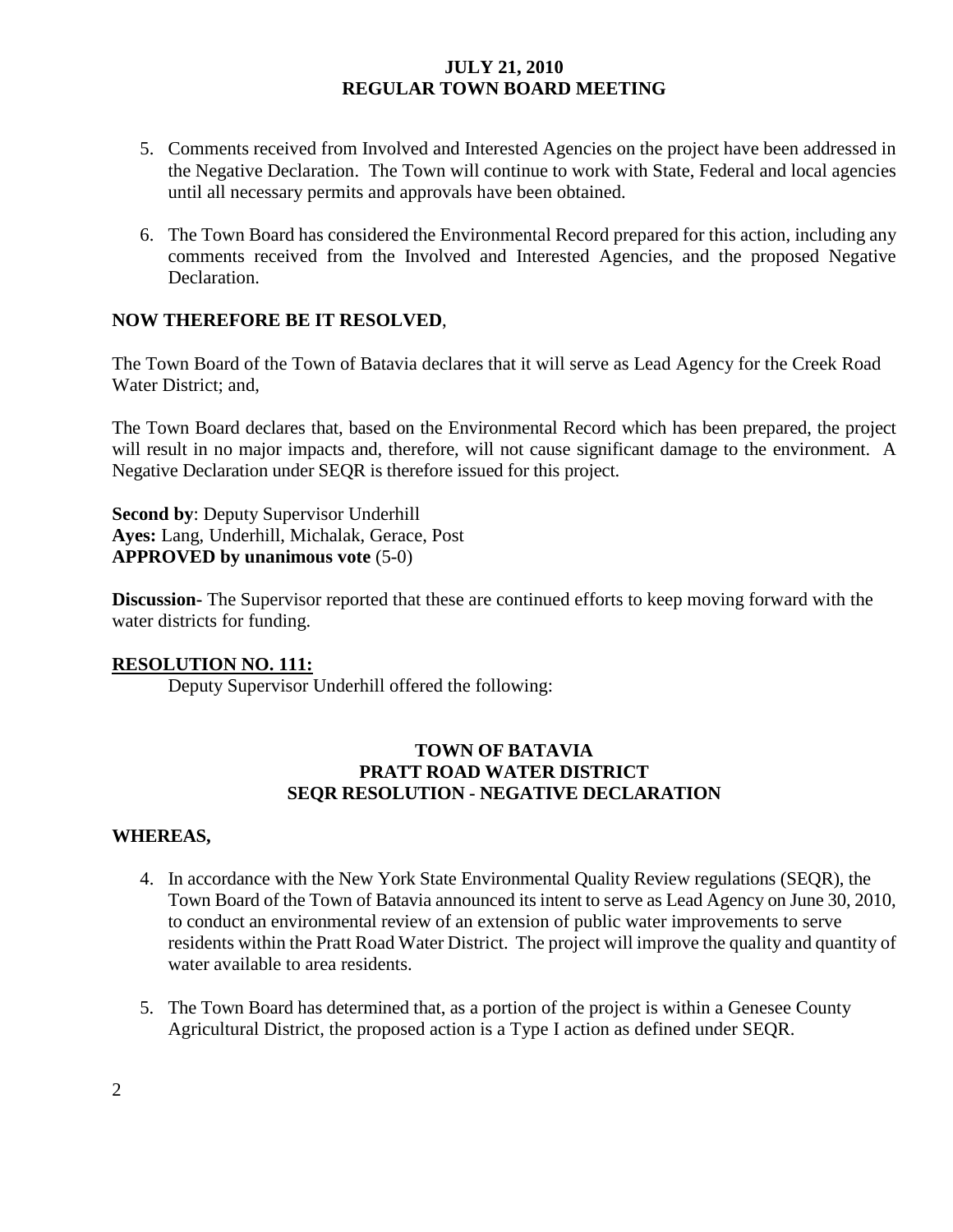5. Comments received from Involved and Interested Agencies on the project have been addressed in the Negative Declaration. The Town will continue to work with State, Federal and local agencies until all necessary permits and approvals have been obtained.

6. The Town Board has considered the Environmental Record prepared for this action, including any comments received from the Involved and Interested Agencies, and the proposed Negative Declaration.

**NOW THEREFORE BE IT RESOLVED**,

The Town Board of the Town of Batavia declares that it will serve as Lead Agency for the Creek Road Water District; and,

The Town Board declares that, based on the Environmental Record which has been prepared, the project will result in no major impacts and, therefore, will not cause significant damage to the environment. A Negative Declaration under SEQR is therefore issued for this project.

**Second by**: Deputy Supervisor Underhill
**Ayes:** Lang, Underhill, Michalak, Gerace, Post
**APPROVED by unanimous vote** (5-0)

**Discussion-** The Supervisor reported that these are continued efforts to keep moving forward with the water districts for funding.

**RESOLUTION NO. 111:**

Deputy Supervisor Underhill offered the following:

**TOWN OF BATAVIA**
**PRATT ROAD WATER DISTRICT**
**SEQR RESOLUTION - NEGATIVE DECLARATION**

**WHEREAS,**

4. In accordance with the New York State Environmental Quality Review regulations (SEQR), the Town Board of the Town of Batavia announced its intent to serve as Lead Agency on June 30, 2010, to conduct an environmental review of an extension of public water improvements to serve residents within the Pratt Road Water District. The project will improve the quality and quantity of water available to area residents.

5. The Town Board has determined that, as a portion of the project is within a Genesee County Agricultural District, the proposed action is a Type I action as defined under SEQR.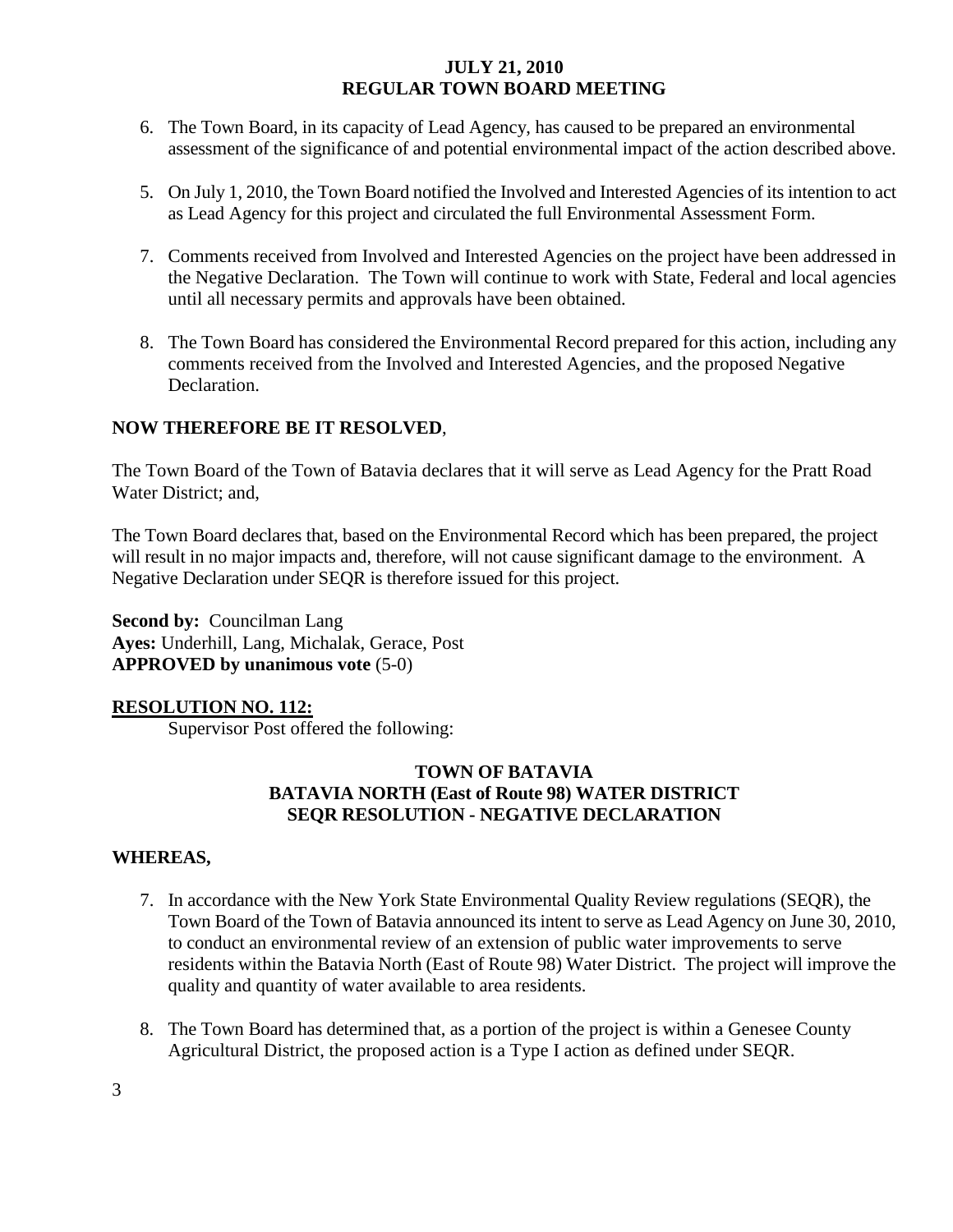6. The Town Board, in its capacity of Lead Agency, has caused to be prepared an environmental assessment of the significance of and potential environmental impact of the action described above.

5. On July 1, 2010, the Town Board notified the Involved and Interested Agencies of its intention to act as Lead Agency for this project and circulated the full Environmental Assessment Form.

7. Comments received from Involved and Interested Agencies on the project have been addressed in the Negative Declaration. The Town will continue to work with State, Federal and local agencies until all necessary permits and approvals have been obtained.

8. The Town Board has considered the Environmental Record prepared for this action, including any comments received from the Involved and Interested Agencies, and the proposed Negative Declaration.

**NOW THEREFORE BE IT RESOLVED**,

The Town Board of the Town of Batavia declares that it will serve as Lead Agency for the Pratt Road Water District; and,

The Town Board declares that, based on the Environmental Record which has been prepared, the project will result in no major impacts and, therefore, will not cause significant damage to the environment. A Negative Declaration under SEQR is therefore issued for this project.

**Second by:** Councilman Lang
**Ayes:** Underhill, Lang, Michalak, Gerace, Post
**APPROVED by unanimous vote** (5-0)

**RESOLUTION NO. 112:**

Supervisor Post offered the following:

**TOWN OF BATAVIA**
**BATAVIA NORTH (East of Route 98) WATER DISTRICT**
**SEQR RESOLUTION - NEGATIVE DECLARATION**

**WHEREAS,**

7. In accordance with the New York State Environmental Quality Review regulations (SEQR), the Town Board of the Town of Batavia announced its intent to serve as Lead Agency on June 30, 2010, to conduct an environmental review of an extension of public water improvements to serve residents within the Batavia North (East of Route 98) Water District. The project will improve the quality and quantity of water available to area residents.

8. The Town Board has determined that, as a portion of the project is within a Genesee County Agricultural District, the proposed action is a Type I action as defined under SEQR.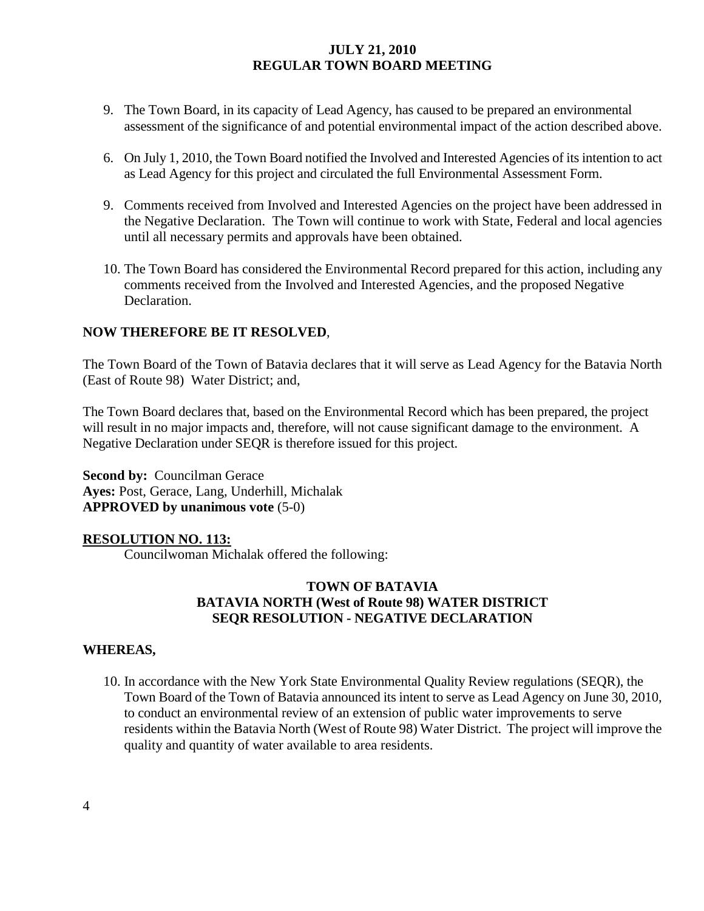9. The Town Board, in its capacity of Lead Agency, has caused to be prepared an environmental assessment of the significance of and potential environmental impact of the action described above.

6. On July 1, 2010, the Town Board notified the Involved and Interested Agencies of its intention to act as Lead Agency for this project and circulated the full Environmental Assessment Form.

9. Comments received from Involved and Interested Agencies on the project have been addressed in the Negative Declaration. The Town will continue to work with State, Federal and local agencies until all necessary permits and approvals have been obtained.

10. The Town Board has considered the Environmental Record prepared for this action, including any comments received from the Involved and Interested Agencies, and the proposed Negative Declaration.

**NOW THEREFORE BE IT RESOLVED**,

The Town Board of the Town of Batavia declares that it will serve as Lead Agency for the Batavia North (East of Route 98) Water District; and,

The Town Board declares that, based on the Environmental Record which has been prepared, the project will result in no major impacts and, therefore, will not cause significant damage to the environment. A Negative Declaration under SEQR is therefore issued for this project.

**Second by:** Councilman Gerace
**Ayes:** Post, Gerace, Lang, Underhill, Michalak
**APPROVED by unanimous vote** (5-0)

**RESOLUTION NO. 113:**

Councilwoman Michalak offered the following:

**TOWN OF BATAVIA**
**BATAVIA NORTH (West of Route 98) WATER DISTRICT**
**SEQR RESOLUTION - NEGATIVE DECLARATION**

**WHEREAS,**

10. In accordance with the New York State Environmental Quality Review regulations (SEQR), the Town Board of the Town of Batavia announced its intent to serve as Lead Agency on June 30, 2010, to conduct an environmental review of an extension of public water improvements to serve residents within the Batavia North (West of Route 98) Water District. The project will improve the quality and quantity of water available to area residents.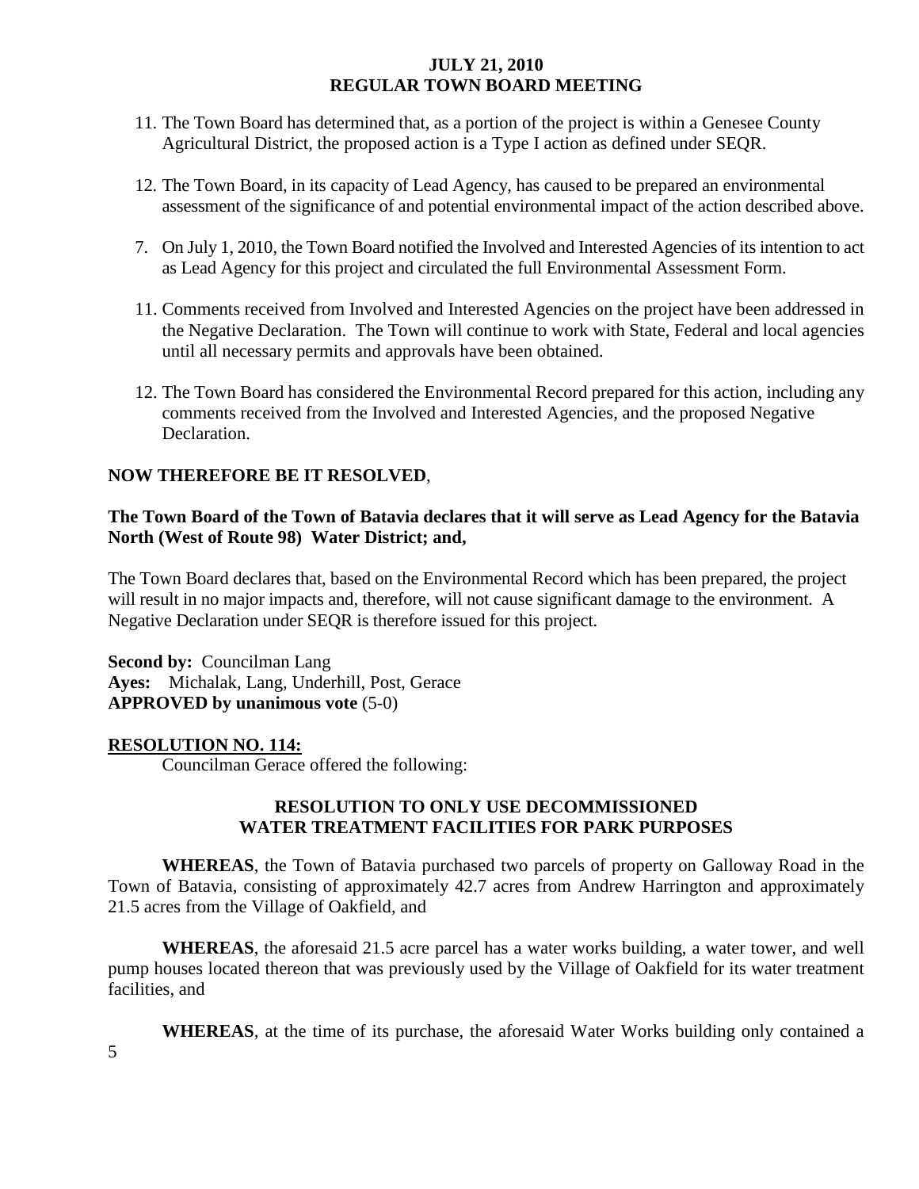11. The Town Board has determined that, as a portion of the project is within a Genesee County Agricultural District, the proposed action is a Type I action as defined under SEQR.

12. The Town Board, in its capacity of Lead Agency, has caused to be prepared an environmental assessment of the significance of and potential environmental impact of the action described above.

7. On July 1, 2010, the Town Board notified the Involved and Interested Agencies of its intention to act as Lead Agency for this project and circulated the full Environmental Assessment Form.

11. Comments received from Involved and Interested Agencies on the project have been addressed in the Negative Declaration. The Town will continue to work with State, Federal and local agencies until all necessary permits and approvals have been obtained.

12. The Town Board has considered the Environmental Record prepared for this action, including any comments received from the Involved and Interested Agencies, and the proposed Negative Declaration.

**NOW THEREFORE BE IT RESOLVED**,

**The Town Board of the Town of Batavia declares that it will serve as Lead Agency for the Batavia North (West of Route 98) Water District; and,**

The Town Board declares that, based on the Environmental Record which has been prepared, the project will result in no major impacts and, therefore, will not cause significant damage to the environment. A Negative Declaration under SEQR is therefore issued for this project.

**Second by:** Councilman Lang
**Ayes:** Michalak, Lang, Underhill, Post, Gerace
**APPROVED by unanimous vote** (5-0)

**RESOLUTION NO. 114:**

Councilman Gerace offered the following:

**RESOLUTION TO ONLY USE DECOMMISSIONED WATER TREATMENT FACILITIES FOR PARK PURPOSES**

**WHEREAS**, the Town of Batavia purchased two parcels of property on Galloway Road in the Town of Batavia, consisting of approximately 42.7 acres from Andrew Harrington and approximately 21.5 acres from the Village of Oakfield, and

**WHEREAS**, the aforesaid 21.5 acre parcel has a water works building, a water tower, and well pump houses located thereon that was previously used by the Village of Oakfield for its water treatment facilities, and

**WHEREAS**, at the time of its purchase, the aforesaid Water Works building only contained a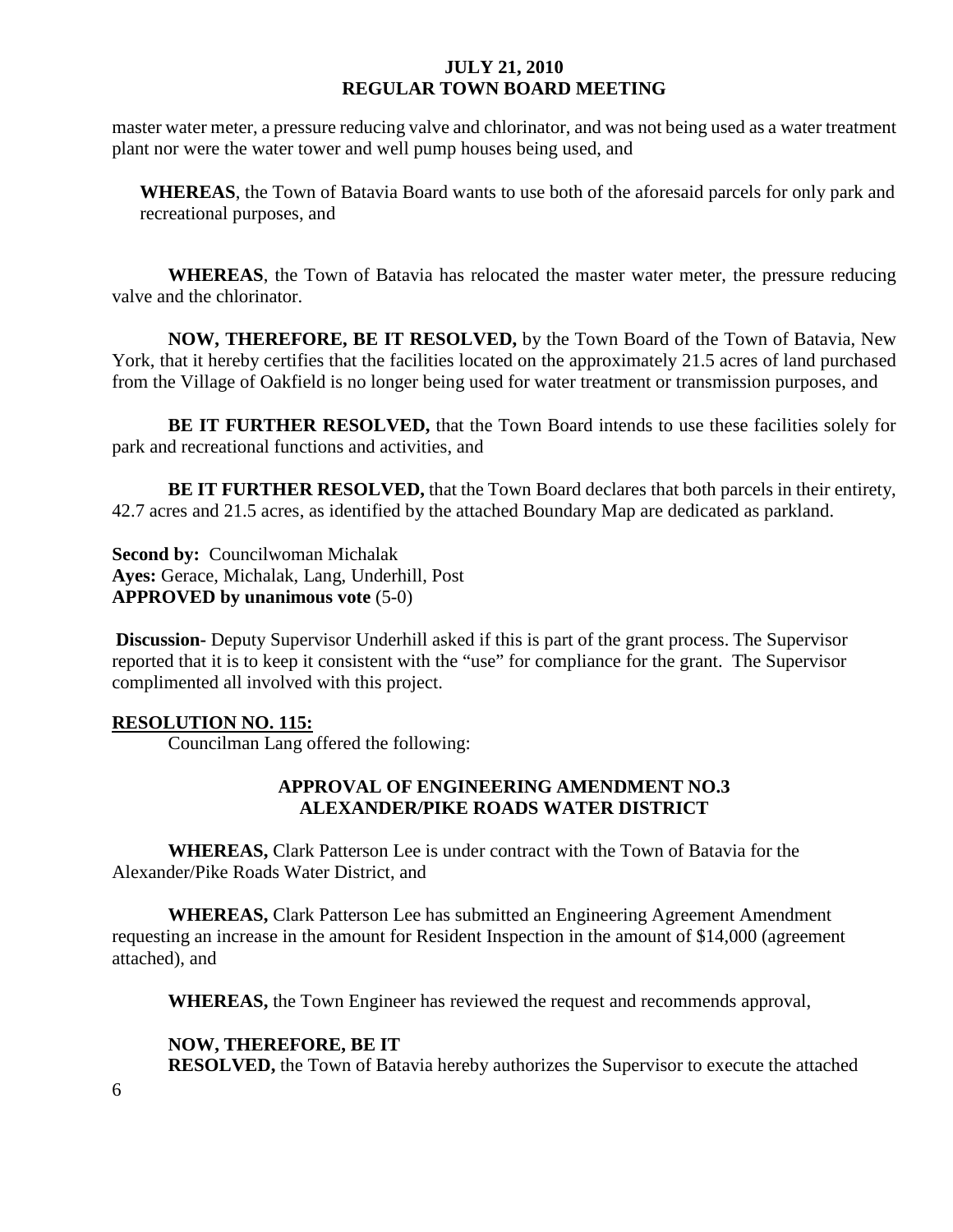master water meter, a pressure reducing valve and chlorinator, and was not being used as a water treatment plant nor were the water tower and well pump houses being used, and

**WHEREAS**, the Town of Batavia Board wants to use both of the aforesaid parcels for only park and recreational purposes, and

**WHEREAS**, the Town of Batavia has relocated the master water meter, the pressure reducing valve and the chlorinator.

**NOW, THEREFORE, BE IT RESOLVED,** by the Town Board of the Town of Batavia, New York, that it hereby certifies that the facilities located on the approximately 21.5 acres of land purchased from the Village of Oakfield is no longer being used for water treatment or transmission purposes, and

**BE IT FURTHER RESOLVED,** that the Town Board intends to use these facilities solely for park and recreational functions and activities, and

**BE IT FURTHER RESOLVED,** that the Town Board declares that both parcels in their entirety, 42.7 acres and 21.5 acres, as identified by the attached Boundary Map are dedicated as parkland.

**Second by:** Councilwoman Michalak
**Ayes:** Gerace, Michalak, Lang, Underhill, Post
**APPROVED by unanimous vote** (5-0)

**Discussion-** Deputy Supervisor Underhill asked if this is part of the grant process. The Supervisor reported that it is to keep it consistent with the "use" for compliance for the grant. The Supervisor complimented all involved with this project.

**RESOLUTION NO. 115:**

Councilman Lang offered the following:

**APPROVAL OF ENGINEERING AMENDMENT NO.3**
**ALEXANDER/PIKE ROADS WATER DISTRICT**

**WHEREAS,** Clark Patterson Lee is under contract with the Town of Batavia for the Alexander/Pike Roads Water District, and

**WHEREAS,** Clark Patterson Lee has submitted an Engineering Agreement Amendment requesting an increase in the amount for Resident Inspection in the amount of $14,000 (agreement attached), and

**WHEREAS,** the Town Engineer has reviewed the request and recommends approval,

**NOW, THEREFORE, BE IT**
**RESOLVED,** the Town of Batavia hereby authorizes the Supervisor to execute the attached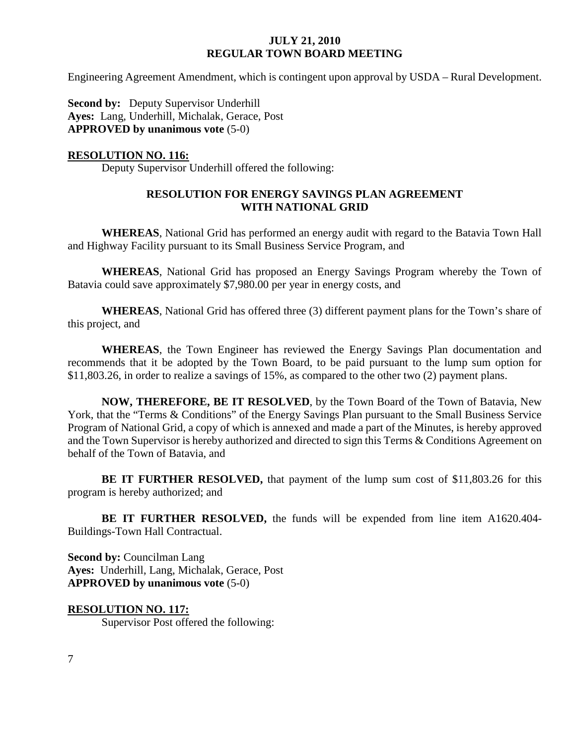Engineering Agreement Amendment, which is contingent upon approval by USDA – Rural Development.

**Second by:** Deputy Supervisor Underhill
**Ayes:** Lang, Underhill, Michalak, Gerace, Post
**APPROVED by unanimous vote** (5-0)

**RESOLUTION NO. 116:**

Deputy Supervisor Underhill offered the following:

**RESOLUTION FOR ENERGY SAVINGS PLAN AGREEMENT WITH NATIONAL GRID**

**WHEREAS**, National Grid has performed an energy audit with regard to the Batavia Town Hall and Highway Facility pursuant to its Small Business Service Program, and

**WHEREAS**, National Grid has proposed an Energy Savings Program whereby the Town of Batavia could save approximately $7,980.00 per year in energy costs, and

**WHEREAS**, National Grid has offered three (3) different payment plans for the Town's share of this project, and

**WHEREAS**, the Town Engineer has reviewed the Energy Savings Plan documentation and recommends that it be adopted by the Town Board, to be paid pursuant to the lump sum option for $11,803.26, in order to realize a savings of 15%, as compared to the other two (2) payment plans.

**NOW, THEREFORE, BE IT RESOLVED**, by the Town Board of the Town of Batavia, New York, that the "Terms & Conditions" of the Energy Savings Plan pursuant to the Small Business Service Program of National Grid, a copy of which is annexed and made a part of the Minutes, is hereby approved and the Town Supervisor is hereby authorized and directed to sign this Terms & Conditions Agreement on behalf of the Town of Batavia, and

**BE IT FURTHER RESOLVED,** that payment of the lump sum cost of $11,803.26 for this program is hereby authorized; and

**BE IT FURTHER RESOLVED,** the funds will be expended from line item A1620.404-Buildings-Town Hall Contractual.

**Second by:** Councilman Lang
**Ayes:** Underhill, Lang, Michalak, Gerace, Post
**APPROVED by unanimous vote** (5-0)

**RESOLUTION NO. 117:**

Supervisor Post offered the following: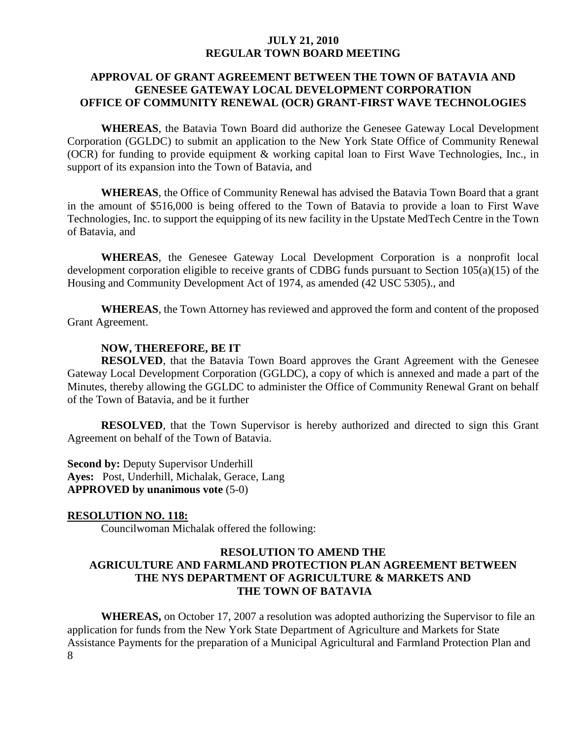**JULY 21, 2010**
**REGULAR TOWN BOARD MEETING**

**APPROVAL OF GRANT AGREEMENT BETWEEN THE TOWN OF BATAVIA AND GENESEE GATEWAY LOCAL DEVELOPMENT CORPORATION OFFICE OF COMMUNITY RENEWAL (OCR) GRANT-FIRST WAVE TECHNOLOGIES**

**WHEREAS**, the Batavia Town Board did authorize the Genesee Gateway Local Development Corporation (GGLDC) to submit an application to the New York State Office of Community Renewal (OCR) for funding to provide equipment & working capital loan to First Wave Technologies, Inc., in support of its expansion into the Town of Batavia, and

**WHEREAS**, the Office of Community Renewal has advised the Batavia Town Board that a grant in the amount of $516,000 is being offered to the Town of Batavia to provide a loan to First Wave Technologies, Inc. to support the equipping of its new facility in the Upstate MedTech Centre in the Town of Batavia, and

**WHEREAS**, the Genesee Gateway Local Development Corporation is a nonprofit local development corporation eligible to receive grants of CDBG funds pursuant to Section 105(a)(15) of the Housing and Community Development Act of 1974, as amended (42 USC 5305)., and

**WHEREAS**, the Town Attorney has reviewed and approved the form and content of the proposed Grant Agreement.

**NOW, THEREFORE, BE IT**
**RESOLVED**, that the Batavia Town Board approves the Grant Agreement with the Genesee Gateway Local Development Corporation (GGLDC), a copy of which is annexed and made a part of the Minutes, thereby allowing the GGLDC to administer the Office of Community Renewal Grant on behalf of the Town of Batavia, and be it further

**RESOLVED**, that the Town Supervisor is hereby authorized and directed to sign this Grant Agreement on behalf of the Town of Batavia.

**Second by:** Deputy Supervisor Underhill
**Ayes:** Post, Underhill, Michalak, Gerace, Lang
**APPROVED by unanimous vote** (5-0)

**RESOLUTION NO. 118:**

Councilwoman Michalak offered the following:

**RESOLUTION TO AMEND THE AGRICULTURE AND FARMLAND PROTECTION PLAN AGREEMENT BETWEEN THE NYS DEPARTMENT OF AGRICULTURE & MARKETS AND THE TOWN OF BATAVIA**

**WHEREAS,** on October 17, 2007 a resolution was adopted authorizing the Supervisor to file an application for funds from the New York State Department of Agriculture and Markets for State Assistance Payments for the preparation of a Municipal Agricultural and Farmland Protection Plan and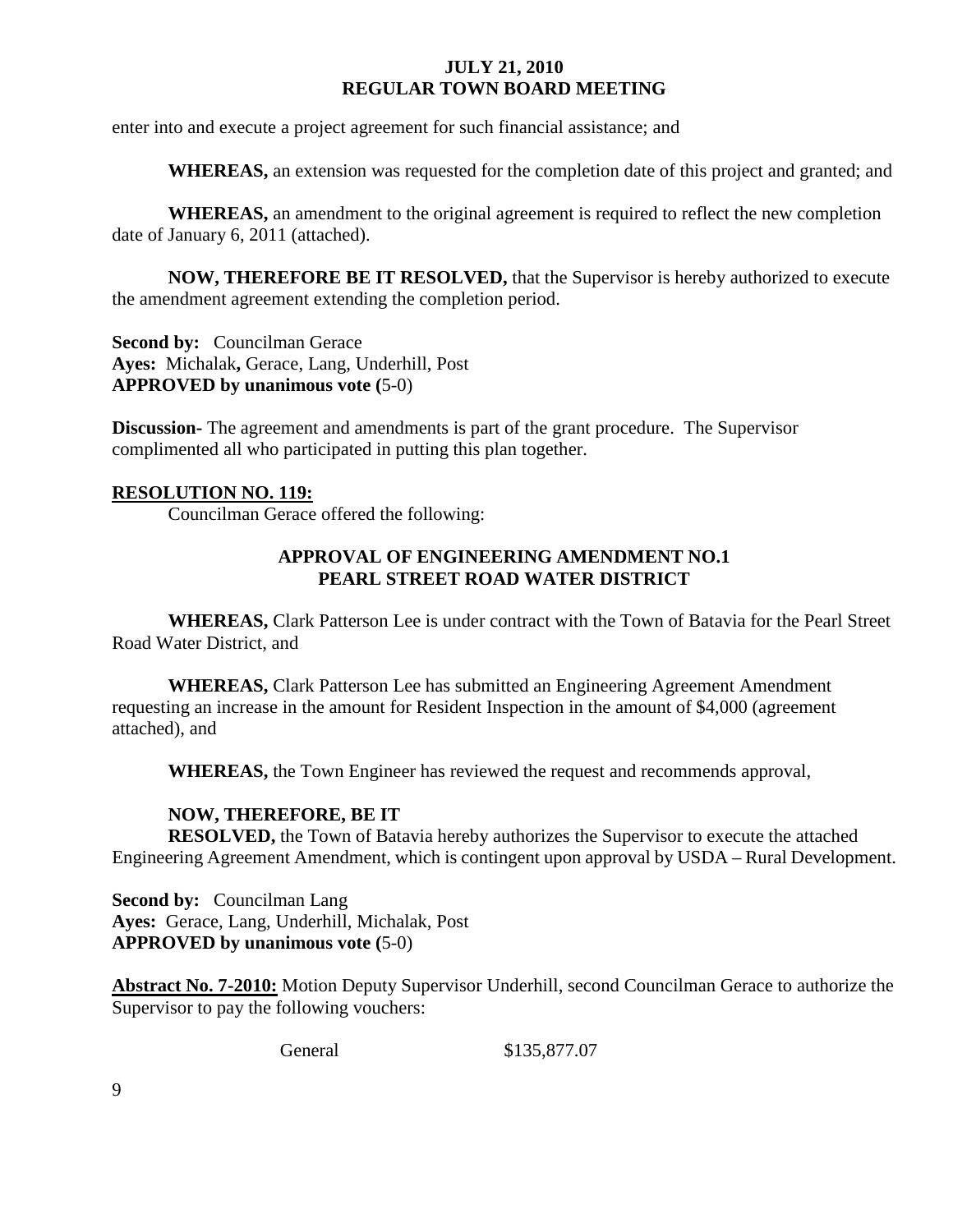enter into and execute a project agreement for such financial assistance; and

**WHEREAS,** an extension was requested for the completion date of this project and granted; and

**WHEREAS,** an amendment to the original agreement is required to reflect the new completion date of January 6, 2011 (attached).

**NOW, THEREFORE BE IT RESOLVED,** that the Supervisor is hereby authorized to execute the amendment agreement extending the completion period.

**Second by:** Councilman Gerace
**Ayes:** Michalak**,** Gerace, Lang, Underhill, Post
**APPROVED by unanimous vote (**5-0)

**Discussion-** The agreement and amendments is part of the grant procedure. The Supervisor complimented all who participated in putting this plan together.

**RESOLUTION NO. 119:**

Councilman Gerace offered the following:

**APPROVAL OF ENGINEERING AMENDMENT NO.1**
**PEARL STREET ROAD WATER DISTRICT**

**WHEREAS,** Clark Patterson Lee is under contract with the Town of Batavia for the Pearl Street Road Water District, and

**WHEREAS,** Clark Patterson Lee has submitted an Engineering Agreement Amendment requesting an increase in the amount for Resident Inspection in the amount of $4,000 (agreement attached), and

**WHEREAS,** the Town Engineer has reviewed the request and recommends approval,

**NOW, THEREFORE, BE IT**
**RESOLVED,** the Town of Batavia hereby authorizes the Supervisor to execute the attached Engineering Agreement Amendment, which is contingent upon approval by USDA – Rural Development.

**Second by:** Councilman Lang
**Ayes:** Gerace, Lang, Underhill, Michalak, Post
**APPROVED by unanimous vote (**5-0)

**Abstract No. 7-2010:** Motion Deputy Supervisor Underhill, second Councilman Gerace to authorize the Supervisor to pay the following vouchers:

General $135,877.07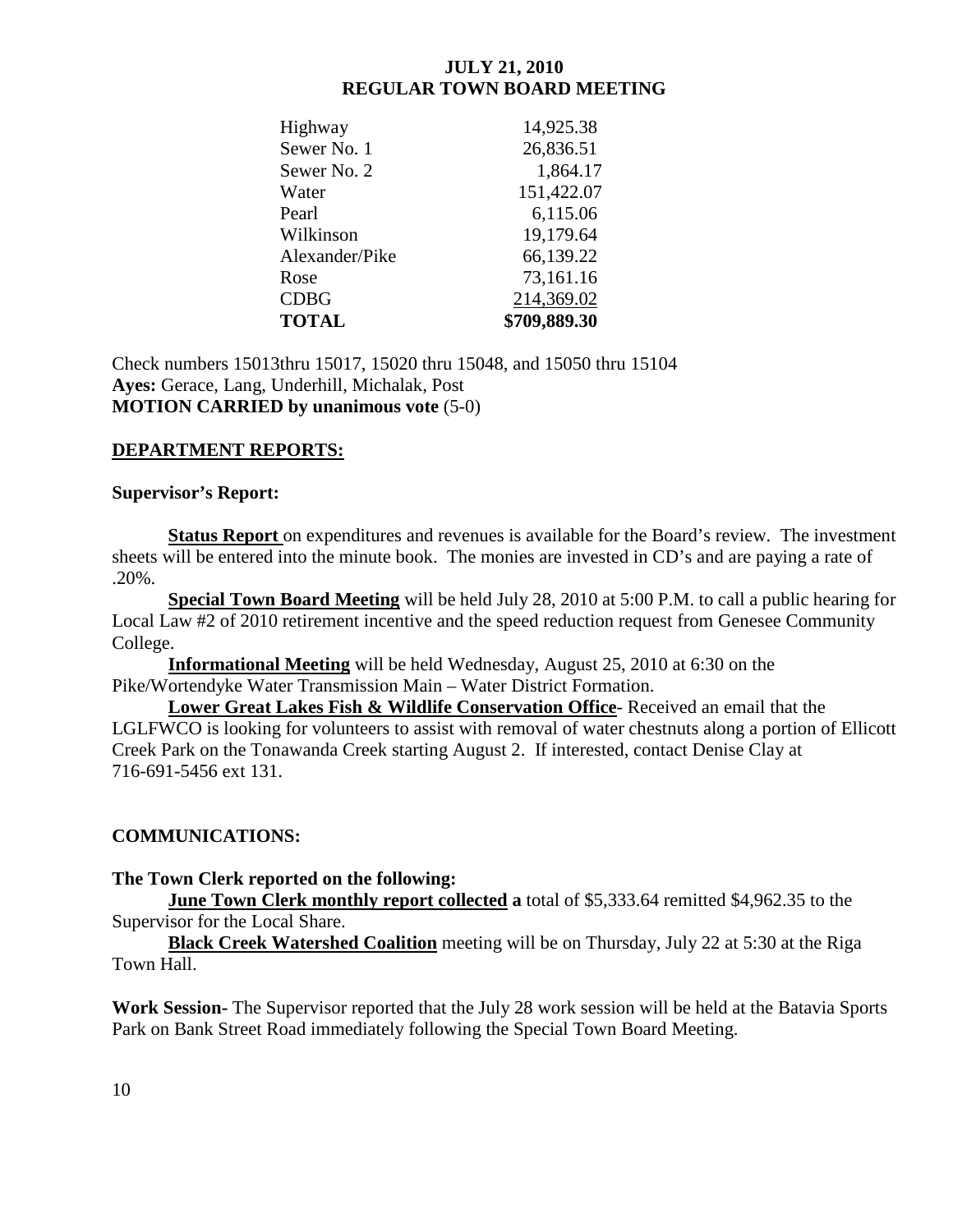| | |
|---|---|
| Highway | 14,925.38 |
| Sewer No. 1 | 26,836.51 |
| Sewer No. 2 | 1,864.17 |
| Water | 151,422.07 |
| Pearl | 6,115.06 |
| Wilkinson | 19,179.64 |
| Alexander/Pike | 66,139.22 |
| Rose | 73,161.16 |
| CDBG | 214,369.02 |
| **TOTAL** | **\$709,889.30** |

Check numbers 15013thru 15017, 15020 thru 15048, and 15050 thru 15104
**Ayes:** Gerace, Lang, Underhill, Michalak, Post
**MOTION CARRIED by unanimous vote** (5-0)

## DEPARTMENT REPORTS:

### Supervisor's Report:

**Status Report** on expenditures and revenues is available for the Board's review. The investment sheets will be entered into the minute book. The monies are invested in CD's and are paying a rate of .20%.

**Special Town Board Meeting** will be held July 28, 2010 at 5:00 P.M. to call a public hearing for Local Law #2 of 2010 retirement incentive and the speed reduction request from Genesee Community College.

**Informational Meeting** will be held Wednesday, August 25, 2010 at 6:30 on the Pike/Wortendyke Water Transmission Main – Water District Formation.

**Lower Great Lakes Fish & Wildlife Conservation Office**- Received an email that the LGLFWCO is looking for volunteers to assist with removal of water chestnuts along a portion of Ellicott Creek Park on the Tonawanda Creek starting August 2. If interested, contact Denise Clay at 716-691-5456 ext 131.

## COMMUNICATIONS:

### The Town Clerk reported on the following:

**June Town Clerk monthly report collected a** total of \$5,333.64 remitted \$4,962.35 to the Supervisor for the Local Share.

**Black Creek Watershed Coalition** meeting will be on Thursday, July 22 at 5:30 at the Riga Town Hall.

**Work Session**- The Supervisor reported that the July 28 work session will be held at the Batavia Sports Park on Bank Street Road immediately following the Special Town Board Meeting.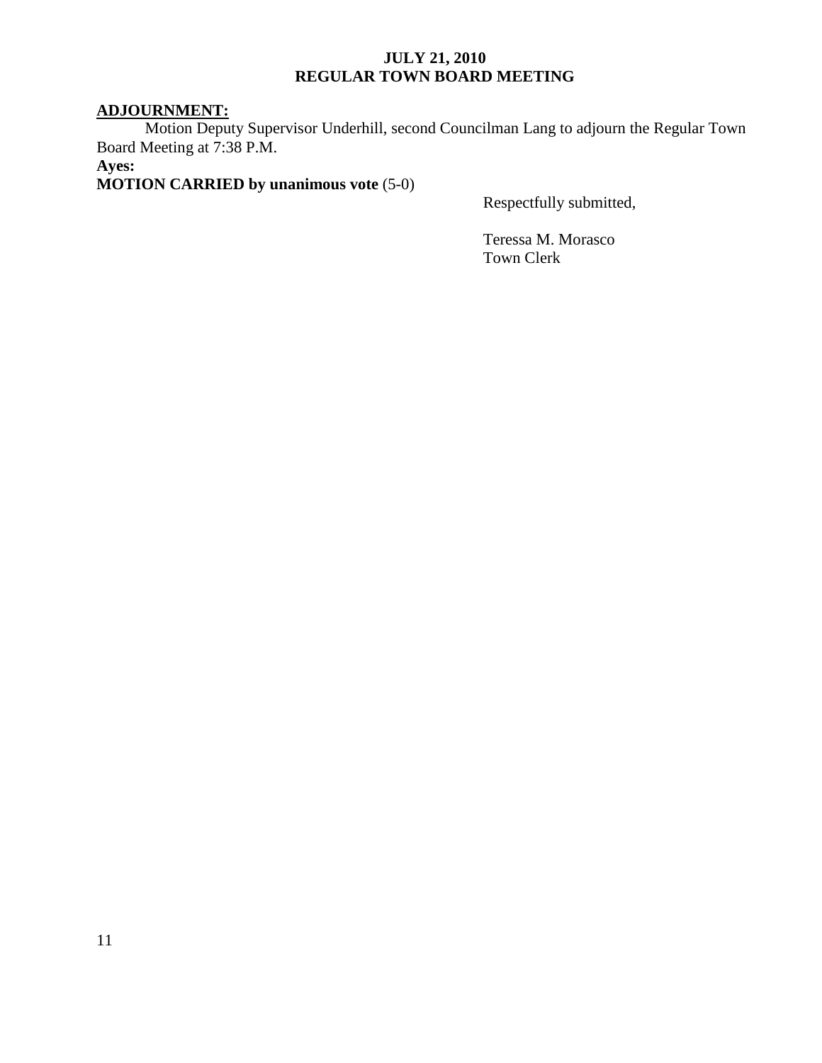**ADJOURNMENT:**

Motion Deputy Supervisor Underhill, second Councilman Lang to adjourn the Regular Town Board Meeting at 7:38 P.M.

**Ayes:**

**MOTION CARRIED by unanimous vote** (5-0)

Respectfully submitted,

Teressa M. Morasco
Town Clerk